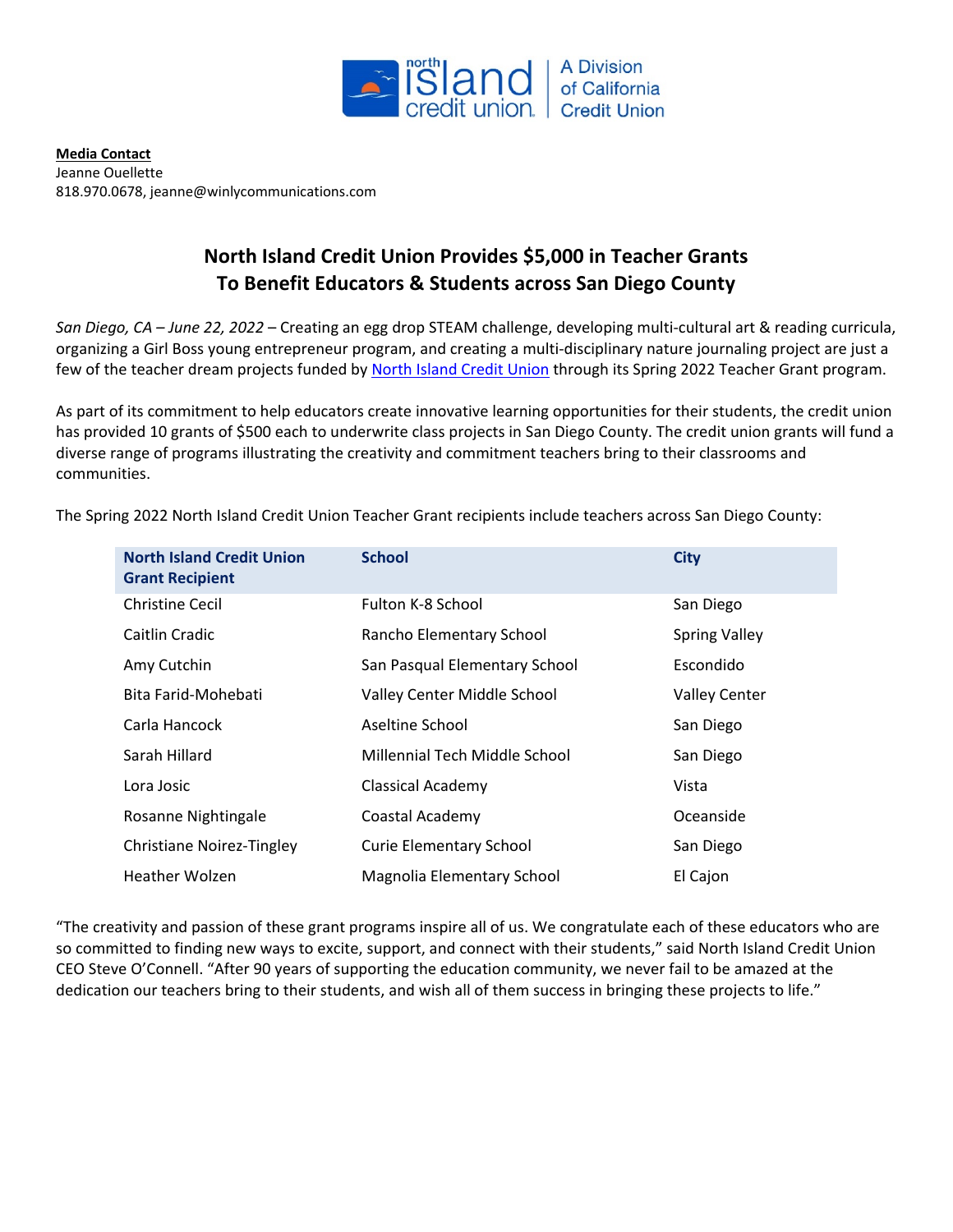**Media Contact**
Jeanne Ouellette
818.970.0678, jeanne@winlycommunications.com

## North Island Credit Union Provides $5,000 in Teacher Grants To Benefit Educators & Students across San Diego County

*San Diego, CA – June 22, 2022* – Creating an egg drop STEAM challenge, developing multi-cultural art & reading curricula, organizing a Girl Boss young entrepreneur program, and creating a multi-disciplinary nature journaling project are just a few of the teacher dream projects funded by North Island Credit Union through its Spring 2022 Teacher Grant program.

As part of its commitment to help educators create innovative learning opportunities for their students, the credit union has provided 10 grants of $500 each to underwrite class projects in San Diego County. The credit union grants will fund a diverse range of programs illustrating the creativity and commitment teachers bring to their classrooms and communities.

The Spring 2022 North Island Credit Union Teacher Grant recipients include teachers across San Diego County:

| North Island Credit Union Grant Recipient | School | City |
|---|---|---|
| Christine Cecil | Fulton K-8 School | San Diego |
| Caitlin Cradic | Rancho Elementary School | Spring Valley |
| Amy Cutchin | San Pasqual Elementary School | Escondido |
| Bita Farid-Mohebati | Valley Center Middle School | Valley Center |
| Carla Hancock | Aseltine School | San Diego |
| Sarah Hillard | Millennial Tech Middle School | San Diego |
| Lora Josic | Classical Academy | Vista |
| Rosanne Nightingale | Coastal Academy | Oceanside |
| Christiane Noirez-Tingley | Curie Elementary School | San Diego |
| Heather Wolzen | Magnolia Elementary School | El Cajon |

"The creativity and passion of these grant programs inspire all of us. We congratulate each of these educators who are so committed to finding new ways to excite, support, and connect with their students," said North Island Credit Union CEO Steve O'Connell. "After 90 years of supporting the education community, we never fail to be amazed at the dedication our teachers bring to their students, and wish all of them success in bringing these projects to life."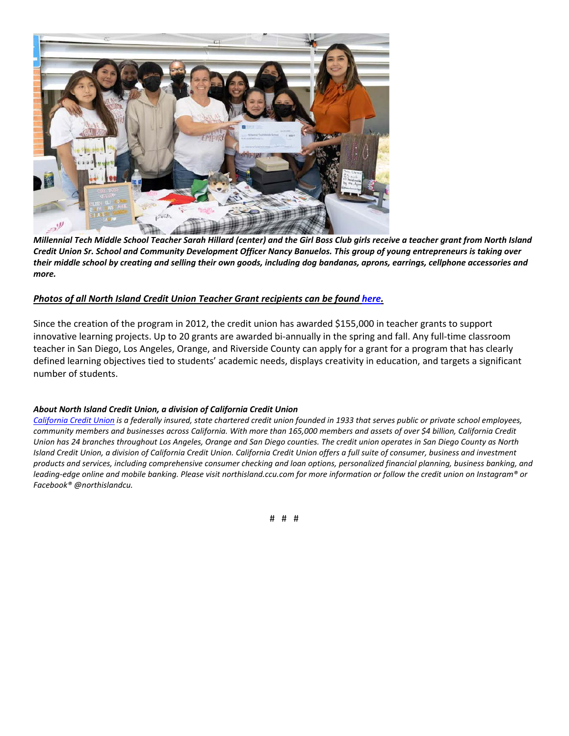***Millennial Tech Middle School Teacher Sarah Hillard (center) and the Girl Boss Club girls receive a teacher grant from North Island Credit Union Sr. School and Community Development Officer Nancy Banuelos. This group of young entrepreneurs is taking over their middle school by creating and selling their own goods, including dog bandanas, aprons, earrings, cellphone accessories and more.***

***Photos of all North Island Credit Union Teacher Grant recipients can be found [here](#).***

Since the creation of the program in 2012, the credit union has awarded $155,000 in teacher grants to support innovative learning projects. Up to 20 grants are awarded bi-annually in the spring and fall. Any full-time classroom teacher in San Diego, Los Angeles, Orange, and Riverside County can apply for a grant for a program that has clearly defined learning objectives tied to students' academic needs, displays creativity in education, and targets a significant number of students.

***About North Island Credit Union, a division of California Credit Union***

*[California Credit Union](#) is a federally insured, state chartered credit union founded in 1933 that serves public or private school employees, community members and businesses across California. With more than 165,000 members and assets of over $4 billion, California Credit Union has 24 branches throughout Los Angeles, Orange and San Diego counties. The credit union operates in San Diego County as North Island Credit Union, a division of California Credit Union. California Credit Union offers a full suite of consumer, business and investment products and services, including comprehensive consumer checking and loan options, personalized financial planning, business banking, and leading-edge online and mobile banking. Please visit northisland.ccu.com for more information or follow the credit union on Instagram® or Facebook® @northislandcu.*

# # #